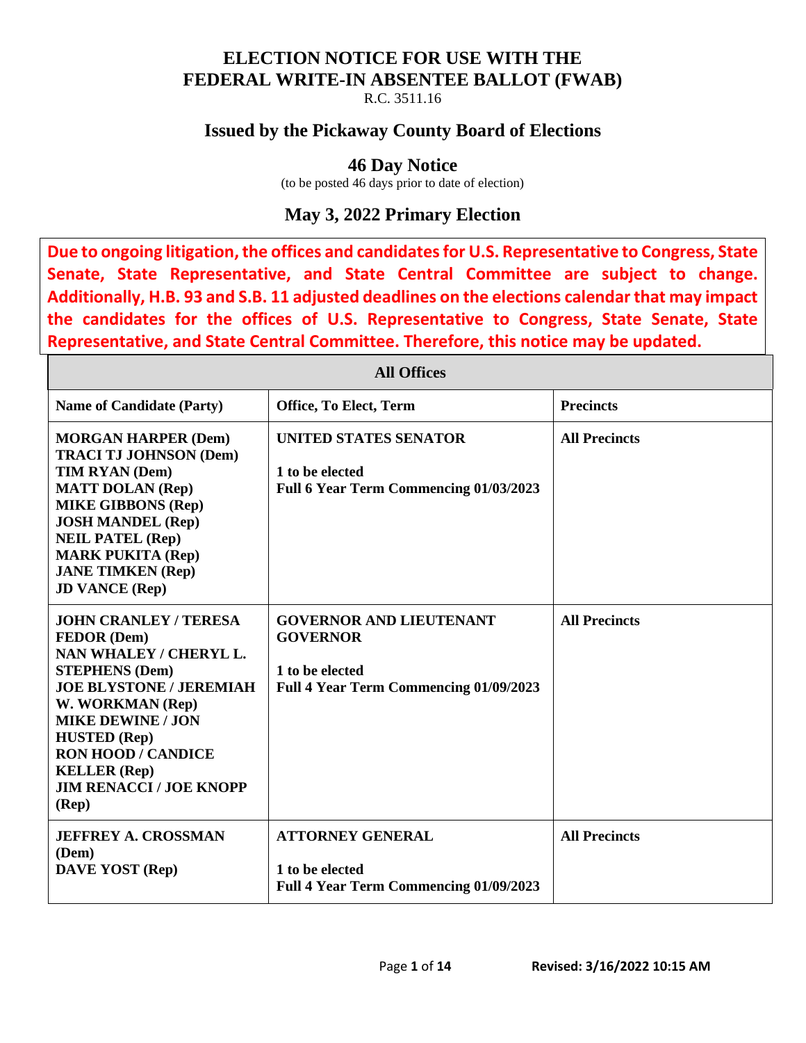# ELECTION NOTICE FOR USE WITH THE FEDERAL WRITE-IN ABSENTEE BALLOT (FWAB)

R.C. 3511.16

## Issued by the Pickaway County Board of Elections

### 46 Day Notice

(to be posted 46 days prior to date of election)

## May 3, 2022 Primary Election

**Due to ongoing litigation, the offices and candidates for U.S. Representative to Congress, State Senate, State Representative, and State Central Committee are subject to change. Additionally, H.B. 93 and S.B. 11 adjusted deadlines on the elections calendar that may impact the candidates for the offices of U.S. Representative to Congress, State Senate, State Representative, and State Central Committee. Therefore, this notice may be updated.**

| **All Offices** | | |
|---|---|---|
| **Name of Candidate (Party)** | **Office, To Elect, Term** | **Precincts** |
| **MORGAN HARPER (Dem)**<br>**TRACI TJ JOHNSON (Dem)**<br>**TIM RYAN (Dem)**<br>**MATT DOLAN (Rep)**<br>**MIKE GIBBONS (Rep)**<br>**JOSH MANDEL (Rep)**<br>**NEIL PATEL (Rep)**<br>**MARK PUKITA (Rep)**<br>**JANE TIMKEN (Rep)**<br>**JD VANCE (Rep)** | **UNITED STATES SENATOR**<br><br>**1 to be elected**<br>**Full 6 Year Term Commencing 01/03/2023** | **All Precincts** |
| **JOHN CRANLEY / TERESA FEDOR (Dem)**<br>**NAN WHALEY / CHERYL L. STEPHENS (Dem)**<br>**JOE BLYSTONE / JEREMIAH W. WORKMAN (Rep)**<br>**MIKE DEWINE / JON HUSTED (Rep)**<br>**RON HOOD / CANDICE KELLER (Rep)**<br>**JIM RENACCI / JOE KNOPP (Rep)** | **GOVERNOR AND LIEUTENANT GOVERNOR**<br><br>**1 to be elected**<br>**Full 4 Year Term Commencing 01/09/2023** | **All Precincts** |
| **JEFFREY A. CROSSMAN (Dem)**<br>**DAVE YOST (Rep)** | **ATTORNEY GENERAL**<br><br>**1 to be elected**<br>**Full 4 Year Term Commencing 01/09/2023** | **All Precincts** |

**Revised: 3/16/2022 10:15 AM**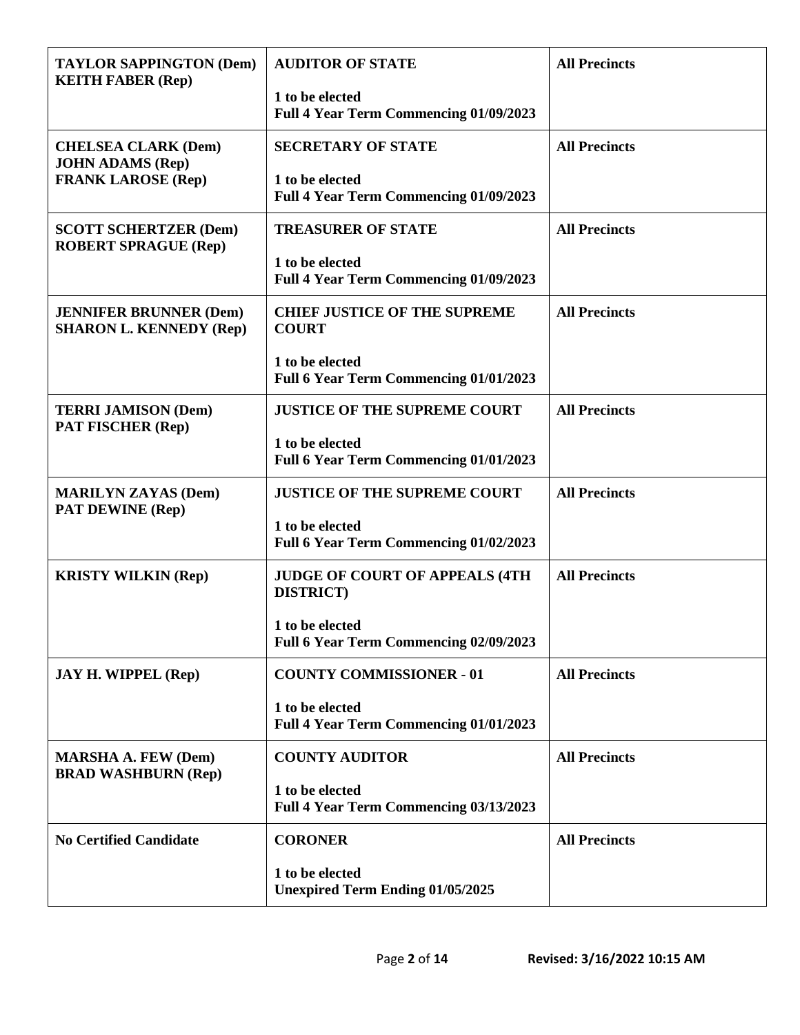| | | |
|---|---|---|
| **TAYLOR SAPPINGTON (Dem)**<br>**KEITH FABER (Rep)** | **AUDITOR OF STATE**<br><br>**1 to be elected**<br>**Full 4 Year Term Commencing 01/09/2023** | **All Precincts** |
| **CHELSEA CLARK (Dem)**<br>**JOHN ADAMS (Rep)**<br>**FRANK LAROSE (Rep)** | **SECRETARY OF STATE**<br><br>**1 to be elected**<br>**Full 4 Year Term Commencing 01/09/2023** | **All Precincts** |
| **SCOTT SCHERTZER (Dem)**<br>**ROBERT SPRAGUE (Rep)** | **TREASURER OF STATE**<br><br>**1 to be elected**<br>**Full 4 Year Term Commencing 01/09/2023** | **All Precincts** |
| **JENNIFER BRUNNER (Dem)**<br>**SHARON L. KENNEDY (Rep)** | **CHIEF JUSTICE OF THE SUPREME COURT**<br><br>**1 to be elected**<br>**Full 6 Year Term Commencing 01/01/2023** | **All Precincts** |
| **TERRI JAMISON (Dem)**<br>**PAT FISCHER (Rep)** | **JUSTICE OF THE SUPREME COURT**<br><br>**1 to be elected**<br>**Full 6 Year Term Commencing 01/01/2023** | **All Precincts** |
| **MARILYN ZAYAS (Dem)**<br>**PAT DEWINE (Rep)** | **JUSTICE OF THE SUPREME COURT**<br><br>**1 to be elected**<br>**Full 6 Year Term Commencing 01/02/2023** | **All Precincts** |
| **KRISTY WILKIN (Rep)** | **JUDGE OF COURT OF APPEALS (4TH DISTRICT)**<br><br>**1 to be elected**<br>**Full 6 Year Term Commencing 02/09/2023** | **All Precincts** |
| **JAY H. WIPPEL (Rep)** | **COUNTY COMMISSIONER - 01**<br><br>**1 to be elected**<br>**Full 4 Year Term Commencing 01/01/2023** | **All Precincts** |
| **MARSHA A. FEW (Dem)**<br>**BRAD WASHBURN (Rep)** | **COUNTY AUDITOR**<br><br>**1 to be elected**<br>**Full 4 Year Term Commencing 03/13/2023** | **All Precincts** |
| **No Certified Candidate** | **CORONER**<br><br>**1 to be elected**<br>**Unexpired Term Ending 01/05/2025** | **All Precincts** |

Revised: 3/16/2022 10:15 AM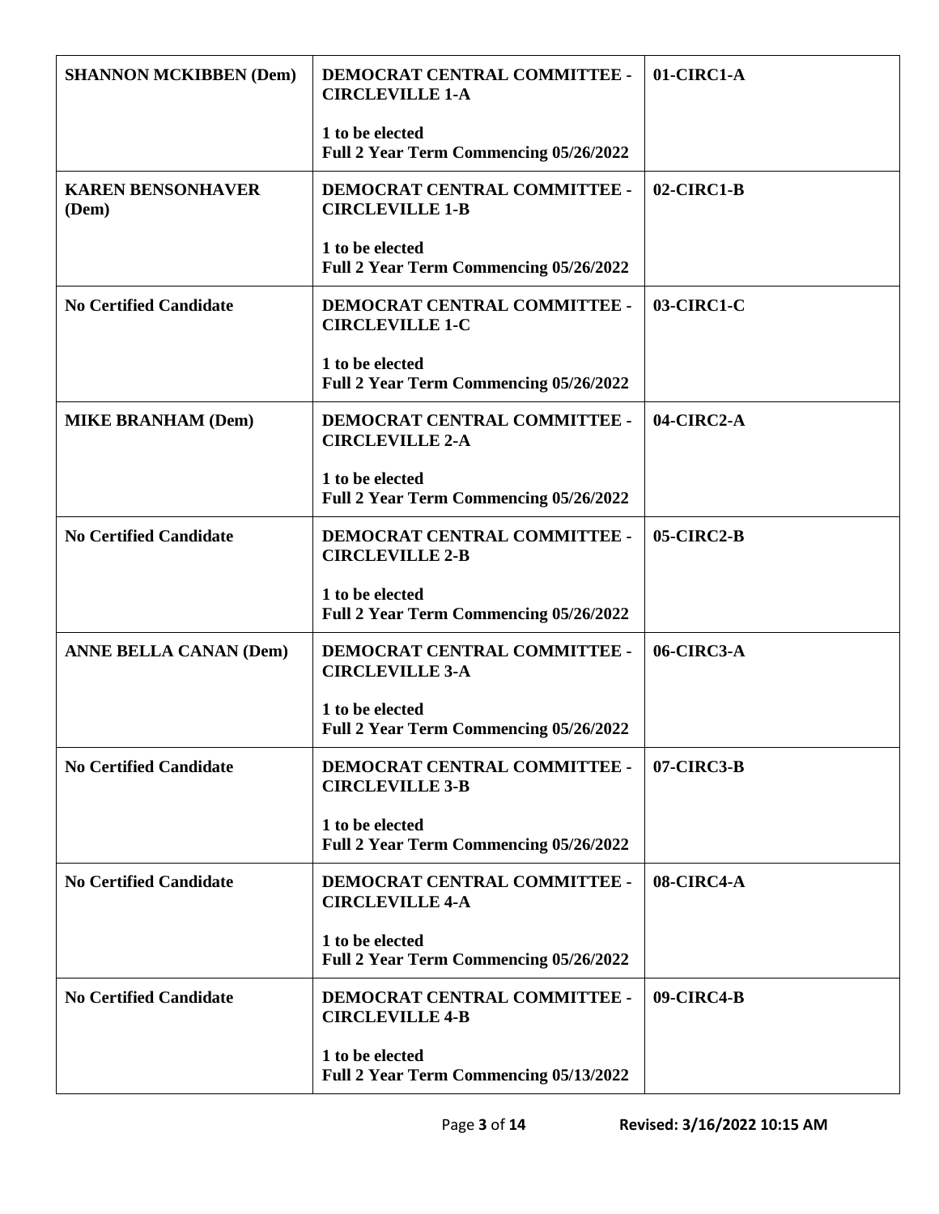| | | |
|---|---|---|
| **SHANNON MCKIBBEN (Dem)** | **DEMOCRAT CENTRAL COMMITTEE - CIRCLEVILLE 1-A**<br><br>**1 to be elected**<br>**Full 2 Year Term Commencing 05/26/2022** | **01-CIRC1-A** |
| **KAREN BENSONHAVER (Dem)** | **DEMOCRAT CENTRAL COMMITTEE - CIRCLEVILLE 1-B**<br><br>**1 to be elected**<br>**Full 2 Year Term Commencing 05/26/2022** | **02-CIRC1-B** |
| **No Certified Candidate** | **DEMOCRAT CENTRAL COMMITTEE - CIRCLEVILLE 1-C**<br><br>**1 to be elected**<br>**Full 2 Year Term Commencing 05/26/2022** | **03-CIRC1-C** |
| **MIKE BRANHAM (Dem)** | **DEMOCRAT CENTRAL COMMITTEE - CIRCLEVILLE 2-A**<br><br>**1 to be elected**<br>**Full 2 Year Term Commencing 05/26/2022** | **04-CIRC2-A** |
| **No Certified Candidate** | **DEMOCRAT CENTRAL COMMITTEE - CIRCLEVILLE 2-B**<br><br>**1 to be elected**<br>**Full 2 Year Term Commencing 05/26/2022** | **05-CIRC2-B** |
| **ANNE BELLA CANAN (Dem)** | **DEMOCRAT CENTRAL COMMITTEE - CIRCLEVILLE 3-A**<br><br>**1 to be elected**<br>**Full 2 Year Term Commencing 05/26/2022** | **06-CIRC3-A** |
| **No Certified Candidate** | **DEMOCRAT CENTRAL COMMITTEE - CIRCLEVILLE 3-B**<br><br>**1 to be elected**<br>**Full 2 Year Term Commencing 05/26/2022** | **07-CIRC3-B** |
| **No Certified Candidate** | **DEMOCRAT CENTRAL COMMITTEE - CIRCLEVILLE 4-A**<br><br>**1 to be elected**<br>**Full 2 Year Term Commencing 05/26/2022** | **08-CIRC4-A** |
| **No Certified Candidate** | **DEMOCRAT CENTRAL COMMITTEE - CIRCLEVILLE 4-B**<br><br>**1 to be elected**<br>**Full 2 Year Term Commencing 05/13/2022** | **09-CIRC4-B** |

**Revised: 3/16/2022 10:15 AM**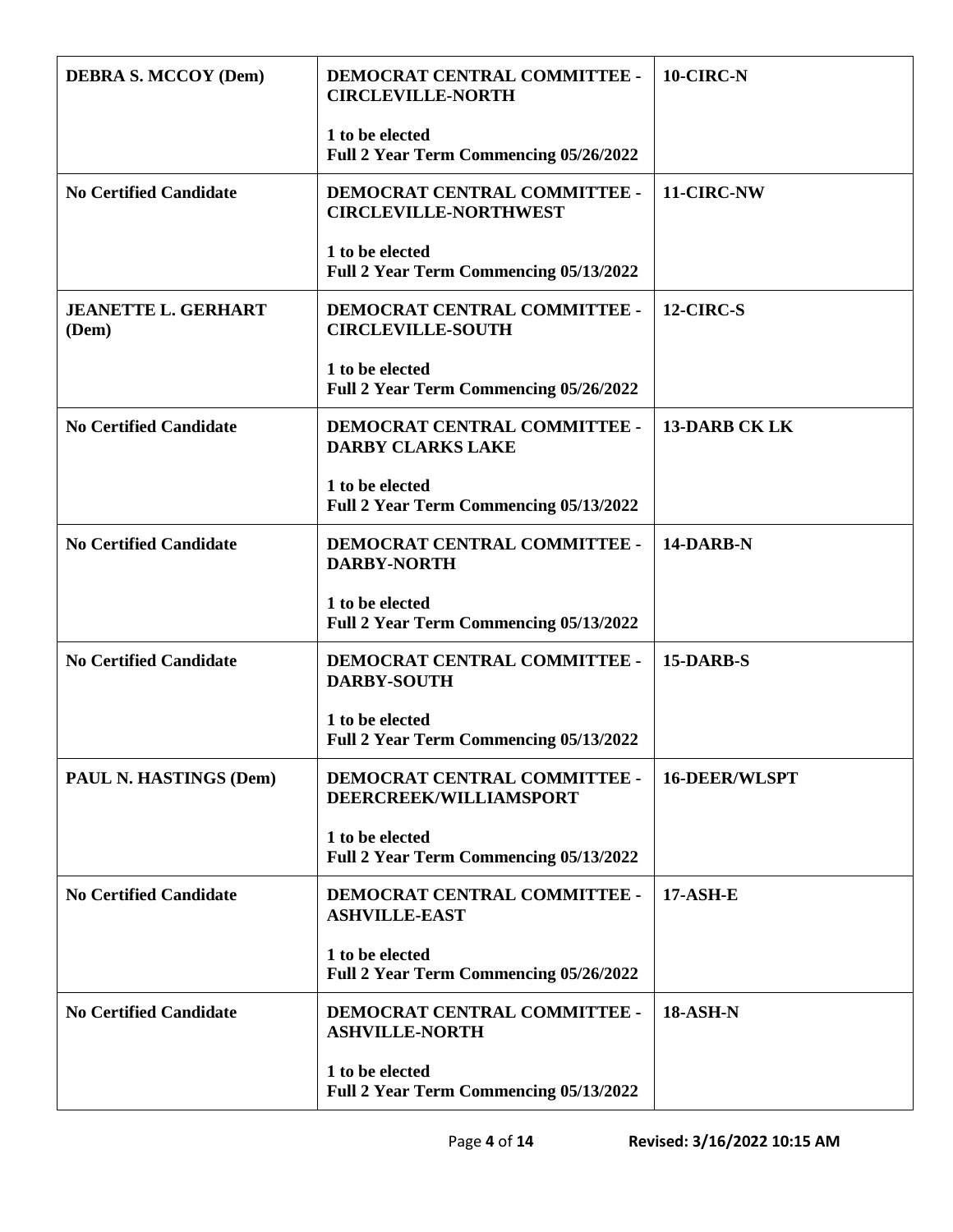| | | |
|---|---|---|
| **DEBRA S. MCCOY (Dem)** | **DEMOCRAT CENTRAL COMMITTEE - CIRCLEVILLE-NORTH**<br><br>**1 to be elected**<br>**Full 2 Year Term Commencing 05/26/2022** | **10-CIRC-N** |
| **No Certified Candidate** | **DEMOCRAT CENTRAL COMMITTEE - CIRCLEVILLE-NORTHWEST**<br><br>**1 to be elected**<br>**Full 2 Year Term Commencing 05/13/2022** | **11-CIRC-NW** |
| **JEANETTE L. GERHART (Dem)** | **DEMOCRAT CENTRAL COMMITTEE - CIRCLEVILLE-SOUTH**<br><br>**1 to be elected**<br>**Full 2 Year Term Commencing 05/26/2022** | **12-CIRC-S** |
| **No Certified Candidate** | **DEMOCRAT CENTRAL COMMITTEE - DARBY CLARKS LAKE**<br><br>**1 to be elected**<br>**Full 2 Year Term Commencing 05/13/2022** | **13-DARB CK LK** |
| **No Certified Candidate** | **DEMOCRAT CENTRAL COMMITTEE - DARBY-NORTH**<br><br>**1 to be elected**<br>**Full 2 Year Term Commencing 05/13/2022** | **14-DARB-N** |
| **No Certified Candidate** | **DEMOCRAT CENTRAL COMMITTEE - DARBY-SOUTH**<br><br>**1 to be elected**<br>**Full 2 Year Term Commencing 05/13/2022** | **15-DARB-S** |
| **PAUL N. HASTINGS (Dem)** | **DEMOCRAT CENTRAL COMMITTEE - DEERCREEK/WILLIAMSPORT**<br><br>**1 to be elected**<br>**Full 2 Year Term Commencing 05/13/2022** | **16-DEER/WLSPT** |
| **No Certified Candidate** | **DEMOCRAT CENTRAL COMMITTEE - ASHVILLE-EAST**<br><br>**1 to be elected**<br>**Full 2 Year Term Commencing 05/26/2022** | **17-ASH-E** |
| **No Certified Candidate** | **DEMOCRAT CENTRAL COMMITTEE - ASHVILLE-NORTH**<br><br>**1 to be elected**<br>**Full 2 Year Term Commencing 05/13/2022** | **18-ASH-N** |

Revised: 3/16/2022 10:15 AM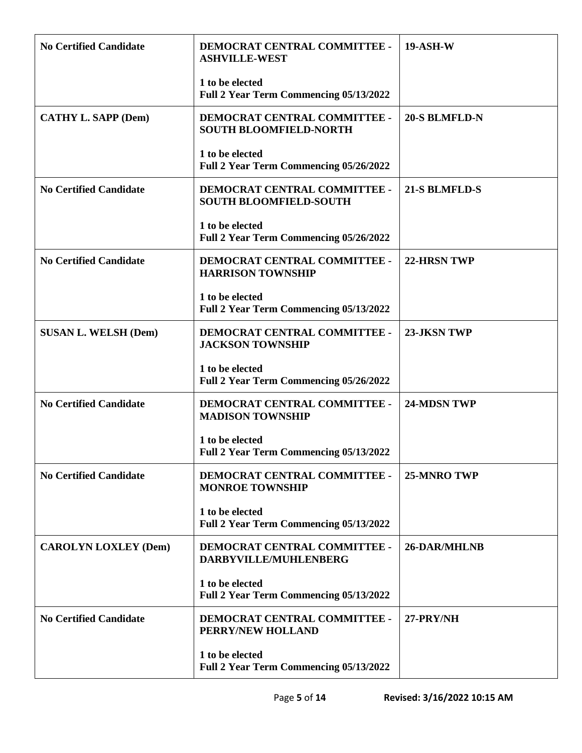| | | |
|---|---|---|
| **No Certified Candidate** | **DEMOCRAT CENTRAL COMMITTEE - ASHVILLE-WEST**<br><br>**1 to be elected**<br>**Full 2 Year Term Commencing 05/13/2022** | **19-ASH-W** |
| **CATHY L. SAPP (Dem)** | **DEMOCRAT CENTRAL COMMITTEE - SOUTH BLOOMFIELD-NORTH**<br><br>**1 to be elected**<br>**Full 2 Year Term Commencing 05/26/2022** | **20-S BLMFLD-N** |
| **No Certified Candidate** | **DEMOCRAT CENTRAL COMMITTEE - SOUTH BLOOMFIELD-SOUTH**<br><br>**1 to be elected**<br>**Full 2 Year Term Commencing 05/26/2022** | **21-S BLMFLD-S** |
| **No Certified Candidate** | **DEMOCRAT CENTRAL COMMITTEE - HARRISON TOWNSHIP**<br><br>**1 to be elected**<br>**Full 2 Year Term Commencing 05/13/2022** | **22-HRSN TWP** |
| **SUSAN L. WELSH (Dem)** | **DEMOCRAT CENTRAL COMMITTEE - JACKSON TOWNSHIP**<br><br>**1 to be elected**<br>**Full 2 Year Term Commencing 05/26/2022** | **23-JKSN TWP** |
| **No Certified Candidate** | **DEMOCRAT CENTRAL COMMITTEE - MADISON TOWNSHIP**<br><br>**1 to be elected**<br>**Full 2 Year Term Commencing 05/13/2022** | **24-MDSN TWP** |
| **No Certified Candidate** | **DEMOCRAT CENTRAL COMMITTEE - MONROE TOWNSHIP**<br><br>**1 to be elected**<br>**Full 2 Year Term Commencing 05/13/2022** | **25-MNRO TWP** |
| **CAROLYN LOXLEY (Dem)** | **DEMOCRAT CENTRAL COMMITTEE - DARBYVILLE/MUHLENBERG**<br><br>**1 to be elected**<br>**Full 2 Year Term Commencing 05/13/2022** | **26-DAR/MHLNB** |
| **No Certified Candidate** | **DEMOCRAT CENTRAL COMMITTEE - PERRY/NEW HOLLAND**<br><br>**1 to be elected**<br>**Full 2 Year Term Commencing 05/13/2022** | **27-PRY/NH** |

Revised: 3/16/2022 10:15 AM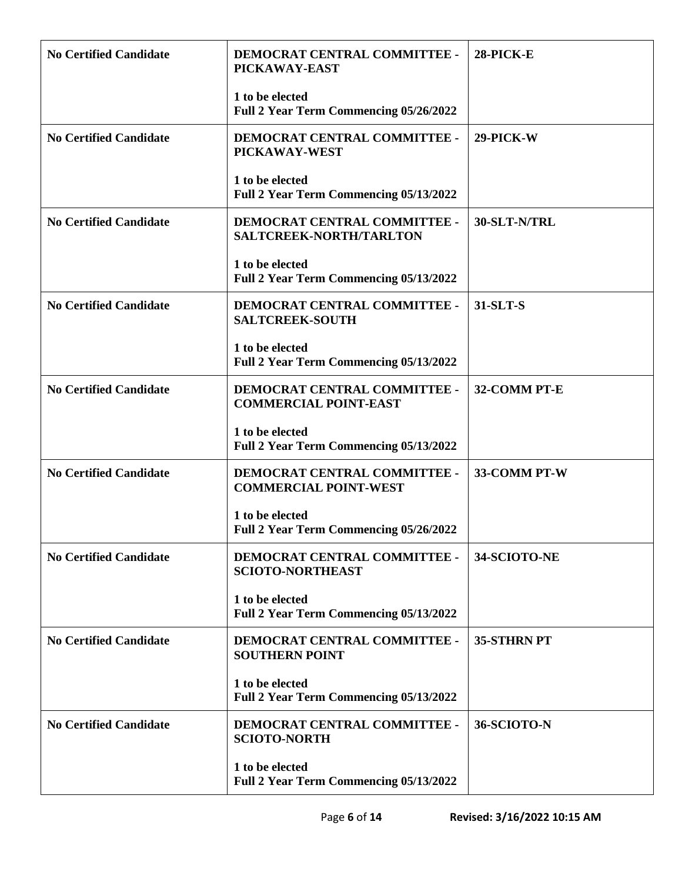| | | |
|---|---|---|
| **No Certified Candidate** | **DEMOCRAT CENTRAL COMMITTEE - PICKAWAY-EAST**<br><br>**1 to be elected**<br>**Full 2 Year Term Commencing 05/26/2022** | **28-PICK-E** |
| **No Certified Candidate** | **DEMOCRAT CENTRAL COMMITTEE - PICKAWAY-WEST**<br><br>**1 to be elected**<br>**Full 2 Year Term Commencing 05/13/2022** | **29-PICK-W** |
| **No Certified Candidate** | **DEMOCRAT CENTRAL COMMITTEE - SALTCREEK-NORTH/TARLTON**<br><br>**1 to be elected**<br>**Full 2 Year Term Commencing 05/13/2022** | **30-SLT-N/TRL** |
| **No Certified Candidate** | **DEMOCRAT CENTRAL COMMITTEE - SALTCREEK-SOUTH**<br><br>**1 to be elected**<br>**Full 2 Year Term Commencing 05/13/2022** | **31-SLT-S** |
| **No Certified Candidate** | **DEMOCRAT CENTRAL COMMITTEE - COMMERCIAL POINT-EAST**<br><br>**1 to be elected**<br>**Full 2 Year Term Commencing 05/13/2022** | **32-COMM PT-E** |
| **No Certified Candidate** | **DEMOCRAT CENTRAL COMMITTEE - COMMERCIAL POINT-WEST**<br><br>**1 to be elected**<br>**Full 2 Year Term Commencing 05/26/2022** | **33-COMM PT-W** |
| **No Certified Candidate** | **DEMOCRAT CENTRAL COMMITTEE - SCIOTO-NORTHEAST**<br><br>**1 to be elected**<br>**Full 2 Year Term Commencing 05/13/2022** | **34-SCIOTO-NE** |
| **No Certified Candidate** | **DEMOCRAT CENTRAL COMMITTEE - SOUTHERN POINT**<br><br>**1 to be elected**<br>**Full 2 Year Term Commencing 05/13/2022** | **35-STHRN PT** |
| **No Certified Candidate** | **DEMOCRAT CENTRAL COMMITTEE - SCIOTO-NORTH**<br><br>**1 to be elected**<br>**Full 2 Year Term Commencing 05/13/2022** | **36-SCIOTO-N** |

**Revised: 3/16/2022 10:15 AM**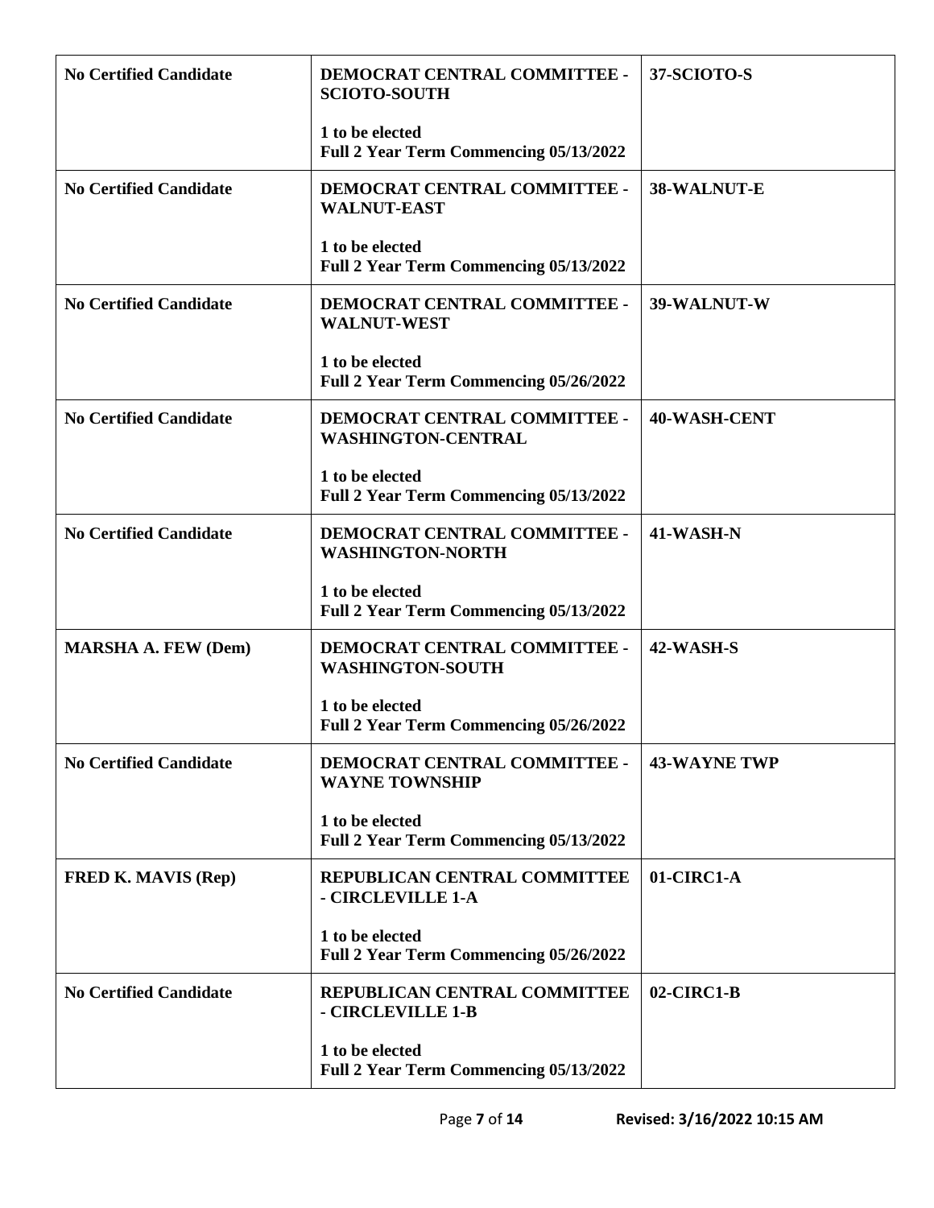| | | |
|---|---|---|
| **No Certified Candidate** | **DEMOCRAT CENTRAL COMMITTEE - SCIOTO-SOUTH**<br><br>**1 to be elected**<br>**Full 2 Year Term Commencing 05/13/2022** | **37-SCIOTO-S** |
| **No Certified Candidate** | **DEMOCRAT CENTRAL COMMITTEE - WALNUT-EAST**<br><br>**1 to be elected**<br>**Full 2 Year Term Commencing 05/13/2022** | **38-WALNUT-E** |
| **No Certified Candidate** | **DEMOCRAT CENTRAL COMMITTEE - WALNUT-WEST**<br><br>**1 to be elected**<br>**Full 2 Year Term Commencing 05/26/2022** | **39-WALNUT-W** |
| **No Certified Candidate** | **DEMOCRAT CENTRAL COMMITTEE - WASHINGTON-CENTRAL**<br><br>**1 to be elected**<br>**Full 2 Year Term Commencing 05/13/2022** | **40-WASH-CENT** |
| **No Certified Candidate** | **DEMOCRAT CENTRAL COMMITTEE - WASHINGTON-NORTH**<br><br>**1 to be elected**<br>**Full 2 Year Term Commencing 05/13/2022** | **41-WASH-N** |
| **MARSHA A. FEW (Dem)** | **DEMOCRAT CENTRAL COMMITTEE - WASHINGTON-SOUTH**<br><br>**1 to be elected**<br>**Full 2 Year Term Commencing 05/26/2022** | **42-WASH-S** |
| **No Certified Candidate** | **DEMOCRAT CENTRAL COMMITTEE - WAYNE TOWNSHIP**<br><br>**1 to be elected**<br>**Full 2 Year Term Commencing 05/13/2022** | **43-WAYNE TWP** |
| **FRED K. MAVIS (Rep)** | **REPUBLICAN CENTRAL COMMITTEE - CIRCLEVILLE 1-A**<br><br>**1 to be elected**<br>**Full 2 Year Term Commencing 05/26/2022** | **01-CIRC1-A** |
| **No Certified Candidate** | **REPUBLICAN CENTRAL COMMITTEE - CIRCLEVILLE 1-B**<br><br>**1 to be elected**<br>**Full 2 Year Term Commencing 05/13/2022** | **02-CIRC1-B** |

**Revised: 3/16/2022 10:15 AM**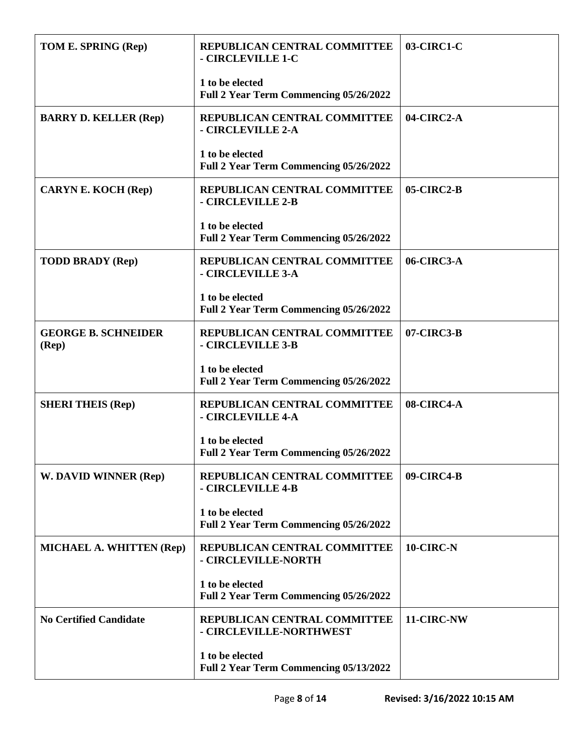| | | |
|---|---|---|
| **TOM E. SPRING (Rep)** | **REPUBLICAN CENTRAL COMMITTEE - CIRCLEVILLE 1-C**<br><br>**1 to be elected**<br>**Full 2 Year Term Commencing 05/26/2022** | **03-CIRC1-C** |
| **BARRY D. KELLER (Rep)** | **REPUBLICAN CENTRAL COMMITTEE - CIRCLEVILLE 2-A**<br><br>**1 to be elected**<br>**Full 2 Year Term Commencing 05/26/2022** | **04-CIRC2-A** |
| **CARYN E. KOCH (Rep)** | **REPUBLICAN CENTRAL COMMITTEE - CIRCLEVILLE 2-B**<br><br>**1 to be elected**<br>**Full 2 Year Term Commencing 05/26/2022** | **05-CIRC2-B** |
| **TODD BRADY (Rep)** | **REPUBLICAN CENTRAL COMMITTEE - CIRCLEVILLE 3-A**<br><br>**1 to be elected**<br>**Full 2 Year Term Commencing 05/26/2022** | **06-CIRC3-A** |
| **GEORGE B. SCHNEIDER (Rep)** | **REPUBLICAN CENTRAL COMMITTEE - CIRCLEVILLE 3-B**<br><br>**1 to be elected**<br>**Full 2 Year Term Commencing 05/26/2022** | **07-CIRC3-B** |
| **SHERI THEIS (Rep)** | **REPUBLICAN CENTRAL COMMITTEE - CIRCLEVILLE 4-A**<br><br>**1 to be elected**<br>**Full 2 Year Term Commencing 05/26/2022** | **08-CIRC4-A** |
| **W. DAVID WINNER (Rep)** | **REPUBLICAN CENTRAL COMMITTEE - CIRCLEVILLE 4-B**<br><br>**1 to be elected**<br>**Full 2 Year Term Commencing 05/26/2022** | **09-CIRC4-B** |
| **MICHAEL A. WHITTEN (Rep)** | **REPUBLICAN CENTRAL COMMITTEE - CIRCLEVILLE-NORTH**<br><br>**1 to be elected**<br>**Full 2 Year Term Commencing 05/26/2022** | **10-CIRC-N** |
| **No Certified Candidate** | **REPUBLICAN CENTRAL COMMITTEE - CIRCLEVILLE-NORTHWEST**<br><br>**1 to be elected**<br>**Full 2 Year Term Commencing 05/13/2022** | **11-CIRC-NW** |

**Revised: 3/16/2022 10:15 AM**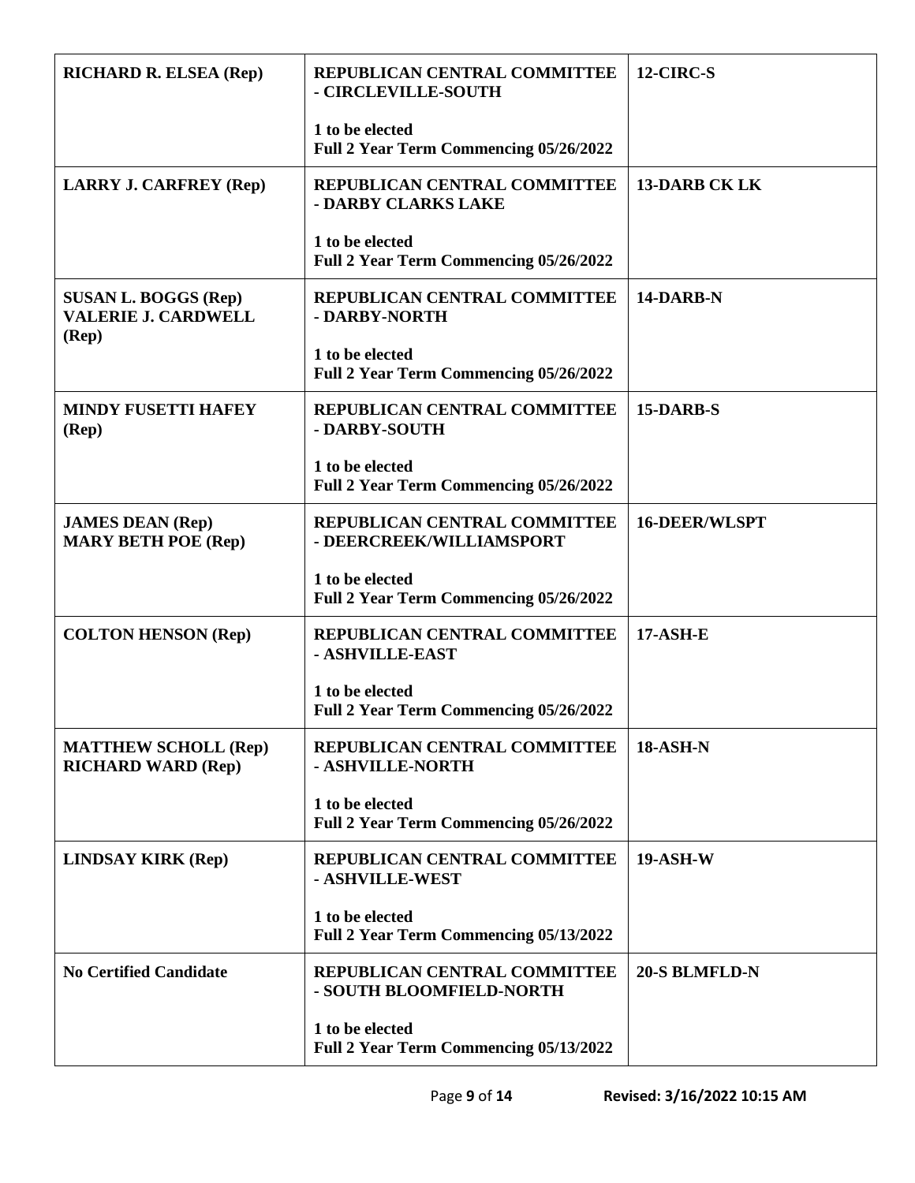| | | |
|---|---|---|
| **RICHARD R. ELSEA (Rep)** | **REPUBLICAN CENTRAL COMMITTEE - CIRCLEVILLE-SOUTH**<br><br>**1 to be elected**<br>**Full 2 Year Term Commencing 05/26/2022** | **12-CIRC-S** |
| **LARRY J. CARFREY (Rep)** | **REPUBLICAN CENTRAL COMMITTEE - DARBY CLARKS LAKE**<br><br>**1 to be elected**<br>**Full 2 Year Term Commencing 05/26/2022** | **13-DARB CK LK** |
| **SUSAN L. BOGGS (Rep)**<br>**VALERIE J. CARDWELL (Rep)** | **REPUBLICAN CENTRAL COMMITTEE - DARBY-NORTH**<br><br>**1 to be elected**<br>**Full 2 Year Term Commencing 05/26/2022** | **14-DARB-N** |
| **MINDY FUSETTI HAFEY (Rep)** | **REPUBLICAN CENTRAL COMMITTEE - DARBY-SOUTH**<br><br>**1 to be elected**<br>**Full 2 Year Term Commencing 05/26/2022** | **15-DARB-S** |
| **JAMES DEAN (Rep)**<br>**MARY BETH POE (Rep)** | **REPUBLICAN CENTRAL COMMITTEE - DEERCREEK/WILLIAMSPORT**<br><br>**1 to be elected**<br>**Full 2 Year Term Commencing 05/26/2022** | **16-DEER/WLSPT** |
| **COLTON HENSON (Rep)** | **REPUBLICAN CENTRAL COMMITTEE - ASHVILLE-EAST**<br><br>**1 to be elected**<br>**Full 2 Year Term Commencing 05/26/2022** | **17-ASH-E** |
| **MATTHEW SCHOLL (Rep)**<br>**RICHARD WARD (Rep)** | **REPUBLICAN CENTRAL COMMITTEE - ASHVILLE-NORTH**<br><br>**1 to be elected**<br>**Full 2 Year Term Commencing 05/26/2022** | **18-ASH-N** |
| **LINDSAY KIRK (Rep)** | **REPUBLICAN CENTRAL COMMITTEE - ASHVILLE-WEST**<br><br>**1 to be elected**<br>**Full 2 Year Term Commencing 05/13/2022** | **19-ASH-W** |
| **No Certified Candidate** | **REPUBLICAN CENTRAL COMMITTEE - SOUTH BLOOMFIELD-NORTH**<br><br>**1 to be elected**<br>**Full 2 Year Term Commencing 05/13/2022** | **20-S BLMFLD-N** |

Revised: 3/16/2022 10:15 AM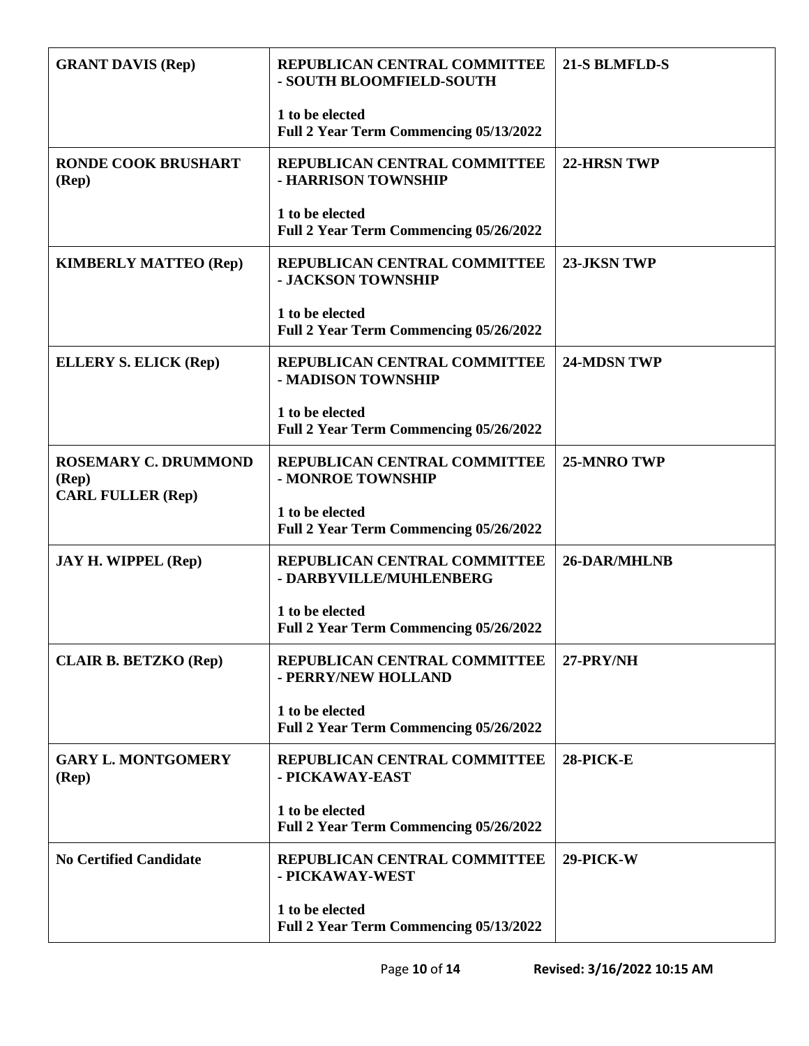| | | |
|---|---|---|
| **GRANT DAVIS (Rep)** | **REPUBLICAN CENTRAL COMMITTEE - SOUTH BLOOMFIELD-SOUTH**<br><br>**1 to be elected**<br>**Full 2 Year Term Commencing 05/13/2022** | **21-S BLMFLD-S** |
| **RONDE COOK BRUSHART (Rep)** | **REPUBLICAN CENTRAL COMMITTEE - HARRISON TOWNSHIP**<br><br>**1 to be elected**<br>**Full 2 Year Term Commencing 05/26/2022** | **22-HRSN TWP** |
| **KIMBERLY MATTEO (Rep)** | **REPUBLICAN CENTRAL COMMITTEE - JACKSON TOWNSHIP**<br><br>**1 to be elected**<br>**Full 2 Year Term Commencing 05/26/2022** | **23-JKSN TWP** |
| **ELLERY S. ELICK (Rep)** | **REPUBLICAN CENTRAL COMMITTEE - MADISON TOWNSHIP**<br><br>**1 to be elected**<br>**Full 2 Year Term Commencing 05/26/2022** | **24-MDSN TWP** |
| **ROSEMARY C. DRUMMOND (Rep)**<br>**CARL FULLER (Rep)** | **REPUBLICAN CENTRAL COMMITTEE - MONROE TOWNSHIP**<br><br>**1 to be elected**<br>**Full 2 Year Term Commencing 05/26/2022** | **25-MNRO TWP** |
| **JAY H. WIPPEL (Rep)** | **REPUBLICAN CENTRAL COMMITTEE - DARBYVILLE/MUHLENBERG**<br><br>**1 to be elected**<br>**Full 2 Year Term Commencing 05/26/2022** | **26-DAR/MHLNB** |
| **CLAIR B. BETZKO (Rep)** | **REPUBLICAN CENTRAL COMMITTEE - PERRY/NEW HOLLAND**<br><br>**1 to be elected**<br>**Full 2 Year Term Commencing 05/26/2022** | **27-PRY/NH** |
| **GARY L. MONTGOMERY (Rep)** | **REPUBLICAN CENTRAL COMMITTEE - PICKAWAY-EAST**<br><br>**1 to be elected**<br>**Full 2 Year Term Commencing 05/26/2022** | **28-PICK-E** |
| **No Certified Candidate** | **REPUBLICAN CENTRAL COMMITTEE - PICKAWAY-WEST**<br><br>**1 to be elected**<br>**Full 2 Year Term Commencing 05/13/2022** | **29-PICK-W** |

**Revised: 3/16/2022 10:15 AM**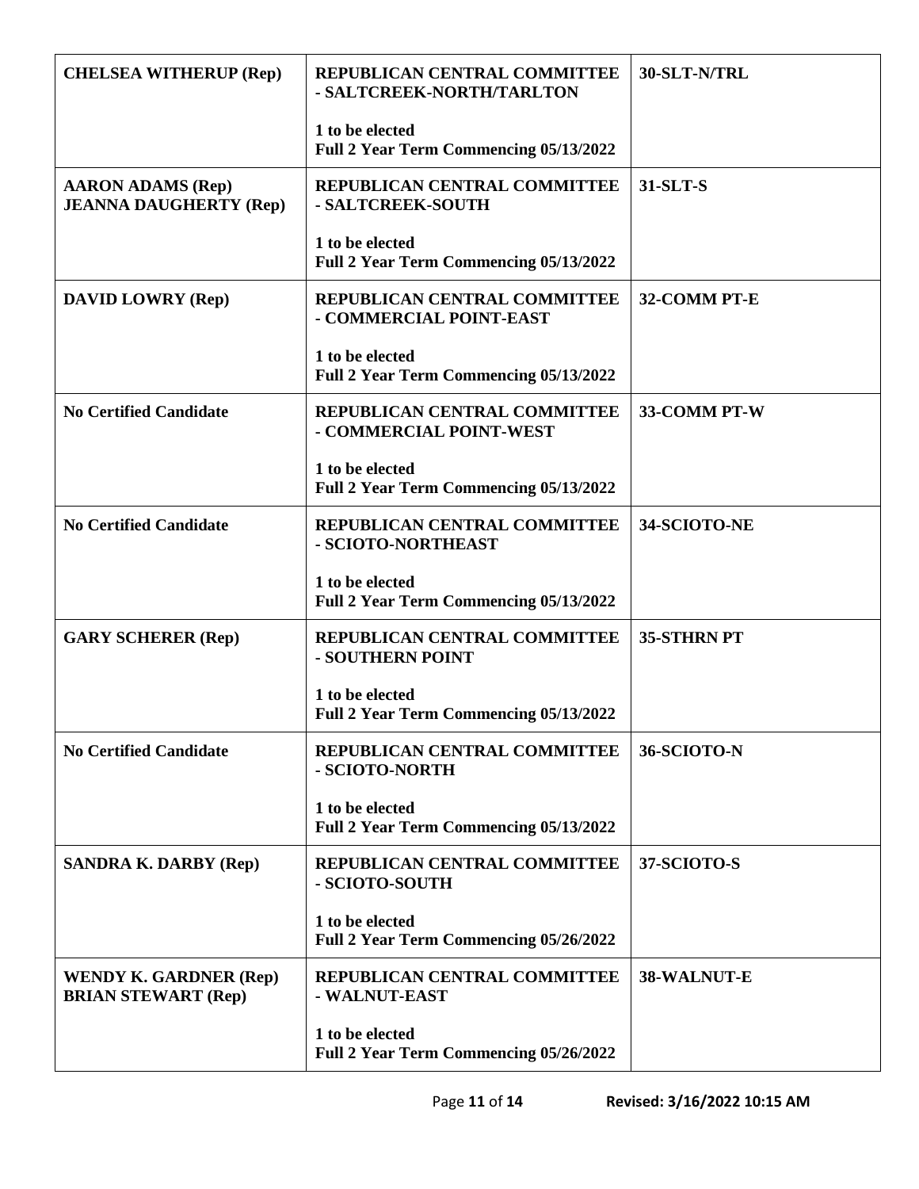| | | |
|---|---|---|
| **CHELSEA WITHERUP (Rep)** | **REPUBLICAN CENTRAL COMMITTEE - SALTCREEK-NORTH/TARLTON**<br><br>**1 to be elected**<br>**Full 2 Year Term Commencing 05/13/2022** | **30-SLT-N/TRL** |
| **AARON ADAMS (Rep)**<br>**JEANNA DAUGHERTY (Rep)** | **REPUBLICAN CENTRAL COMMITTEE - SALTCREEK-SOUTH**<br><br>**1 to be elected**<br>**Full 2 Year Term Commencing 05/13/2022** | **31-SLT-S** |
| **DAVID LOWRY (Rep)** | **REPUBLICAN CENTRAL COMMITTEE - COMMERCIAL POINT-EAST**<br><br>**1 to be elected**<br>**Full 2 Year Term Commencing 05/13/2022** | **32-COMM PT-E** |
| **No Certified Candidate** | **REPUBLICAN CENTRAL COMMITTEE - COMMERCIAL POINT-WEST**<br><br>**1 to be elected**<br>**Full 2 Year Term Commencing 05/13/2022** | **33-COMM PT-W** |
| **No Certified Candidate** | **REPUBLICAN CENTRAL COMMITTEE - SCIOTO-NORTHEAST**<br><br>**1 to be elected**<br>**Full 2 Year Term Commencing 05/13/2022** | **34-SCIOTO-NE** |
| **GARY SCHERER (Rep)** | **REPUBLICAN CENTRAL COMMITTEE - SOUTHERN POINT**<br><br>**1 to be elected**<br>**Full 2 Year Term Commencing 05/13/2022** | **35-STHRN PT** |
| **No Certified Candidate** | **REPUBLICAN CENTRAL COMMITTEE - SCIOTO-NORTH**<br><br>**1 to be elected**<br>**Full 2 Year Term Commencing 05/13/2022** | **36-SCIOTO-N** |
| **SANDRA K. DARBY (Rep)** | **REPUBLICAN CENTRAL COMMITTEE - SCIOTO-SOUTH**<br><br>**1 to be elected**<br>**Full 2 Year Term Commencing 05/26/2022** | **37-SCIOTO-S** |
| **WENDY K. GARDNER (Rep)**<br>**BRIAN STEWART (Rep)** | **REPUBLICAN CENTRAL COMMITTEE - WALNUT-EAST**<br><br>**1 to be elected**<br>**Full 2 Year Term Commencing 05/26/2022** | **38-WALNUT-E** |

Revised: 3/16/2022 10:15 AM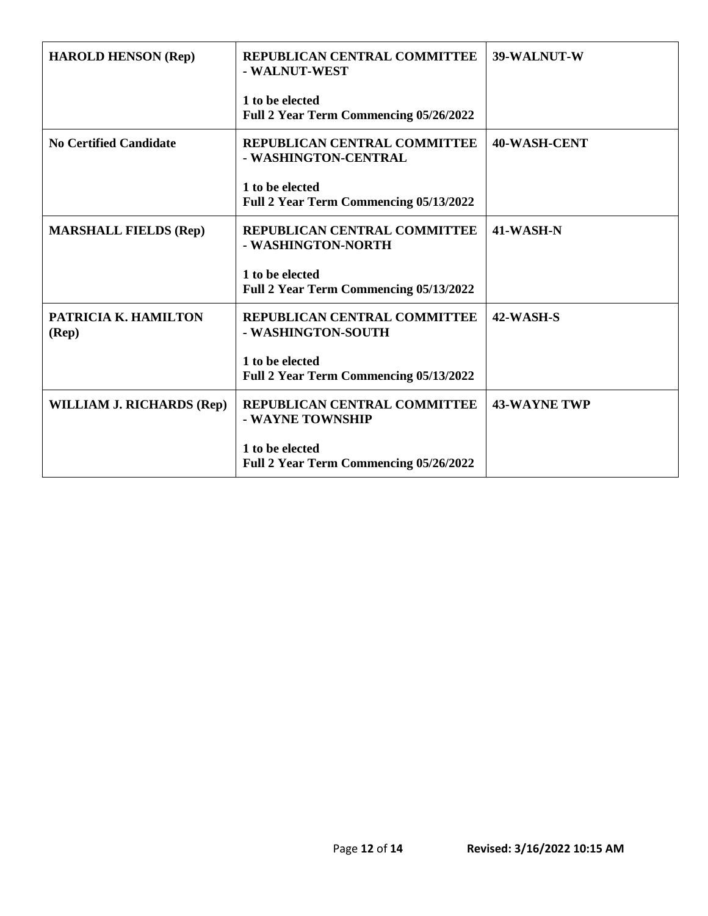| | | |
|---|---|---|
| **HAROLD HENSON (Rep)** | **REPUBLICAN CENTRAL COMMITTEE - WALNUT-WEST**<br><br>**1 to be elected**<br>**Full 2 Year Term Commencing 05/26/2022** | **39-WALNUT-W** |
| **No Certified Candidate** | **REPUBLICAN CENTRAL COMMITTEE - WASHINGTON-CENTRAL**<br><br>**1 to be elected**<br>**Full 2 Year Term Commencing 05/13/2022** | **40-WASH-CENT** |
| **MARSHALL FIELDS (Rep)** | **REPUBLICAN CENTRAL COMMITTEE - WASHINGTON-NORTH**<br><br>**1 to be elected**<br>**Full 2 Year Term Commencing 05/13/2022** | **41-WASH-N** |
| **PATRICIA K. HAMILTON (Rep)** | **REPUBLICAN CENTRAL COMMITTEE - WASHINGTON-SOUTH**<br><br>**1 to be elected**<br>**Full 2 Year Term Commencing 05/13/2022** | **42-WASH-S** |
| **WILLIAM J. RICHARDS (Rep)** | **REPUBLICAN CENTRAL COMMITTEE - WAYNE TOWNSHIP**<br><br>**1 to be elected**<br>**Full 2 Year Term Commencing 05/26/2022** | **43-WAYNE TWP** |

**Revised: 3/16/2022 10:15 AM**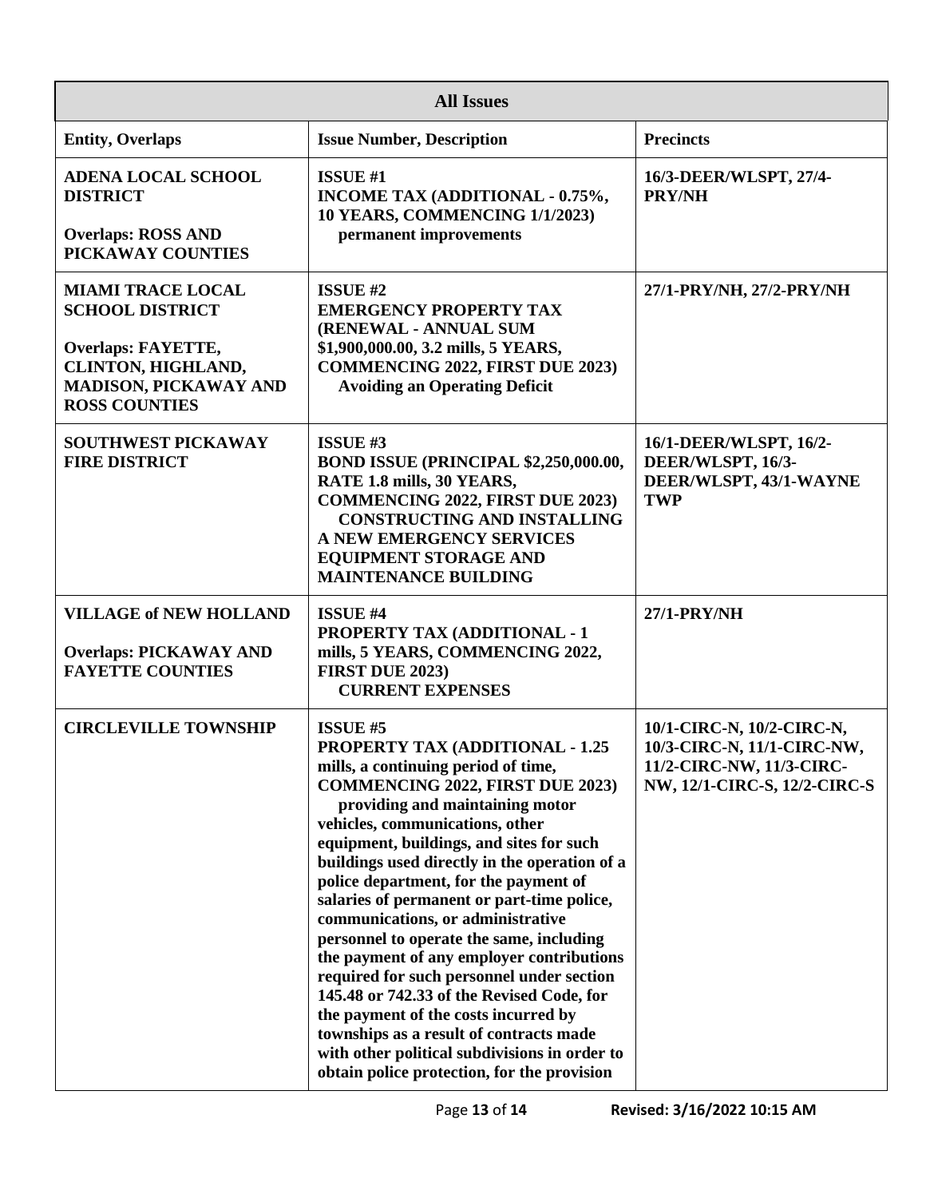| All Issues | | |
|---|---|---|
| **Entity, Overlaps** | **Issue Number, Description** | **Precincts** |
| **ADENA LOCAL SCHOOL DISTRICT**<br><br>**Overlaps: ROSS AND PICKAWAY COUNTIES** | **ISSUE #1**<br>**INCOME TAX (ADDITIONAL - 0.75%, 10 YEARS, COMMENCING 1/1/2023)**<br>**permanent improvements** | **16/3-DEER/WLSPT, 27/4-PRY/NH** |
| **MIAMI TRACE LOCAL SCHOOL DISTRICT**<br><br>**Overlaps: FAYETTE, CLINTON, HIGHLAND, MADISON, PICKAWAY AND ROSS COUNTIES** | **ISSUE #2**<br>**EMERGENCY PROPERTY TAX (RENEWAL - ANNUAL SUM $1,900,000.00, 3.2 mills, 5 YEARS, COMMENCING 2022, FIRST DUE 2023)**<br>**Avoiding an Operating Deficit** | **27/1-PRY/NH, 27/2-PRY/NH** |
| **SOUTHWEST PICKAWAY FIRE DISTRICT** | **ISSUE #3**<br>**BOND ISSUE (PRINCIPAL $2,250,000.00, RATE 1.8 mills, 30 YEARS, COMMENCING 2022, FIRST DUE 2023)**<br>**CONSTRUCTING AND INSTALLING A NEW EMERGENCY SERVICES EQUIPMENT STORAGE AND MAINTENANCE BUILDING** | **16/1-DEER/WLSPT, 16/2-DEER/WLSPT, 16/3-DEER/WLSPT, 43/1-WAYNE TWP** |
| **VILLAGE of NEW HOLLAND**<br><br>**Overlaps: PICKAWAY AND FAYETTE COUNTIES** | **ISSUE #4**<br>**PROPERTY TAX (ADDITIONAL - 1 mills, 5 YEARS, COMMENCING 2022, FIRST DUE 2023)**<br>**CURRENT EXPENSES** | **27/1-PRY/NH** |
| **CIRCLEVILLE TOWNSHIP** | **ISSUE #5**<br>**PROPERTY TAX (ADDITIONAL - 1.25 mills, a continuing period of time, COMMENCING 2022, FIRST DUE 2023)**<br>**providing and maintaining motor vehicles, communications, other equipment, buildings, and sites for such buildings used directly in the operation of a police department, for the payment of salaries of permanent or part-time police, communications, or administrative personnel to operate the same, including the payment of any employer contributions required for such personnel under section 145.48 or 742.33 of the Revised Code, for the payment of the costs incurred by townships as a result of contracts made with other political subdivisions in order to obtain police protection, for the provision** | **10/1-CIRC-N, 10/2-CIRC-N, 10/3-CIRC-N, 11/1-CIRC-NW, 11/2-CIRC-NW, 11/3-CIRC-NW, 12/1-CIRC-S, 12/2-CIRC-S** |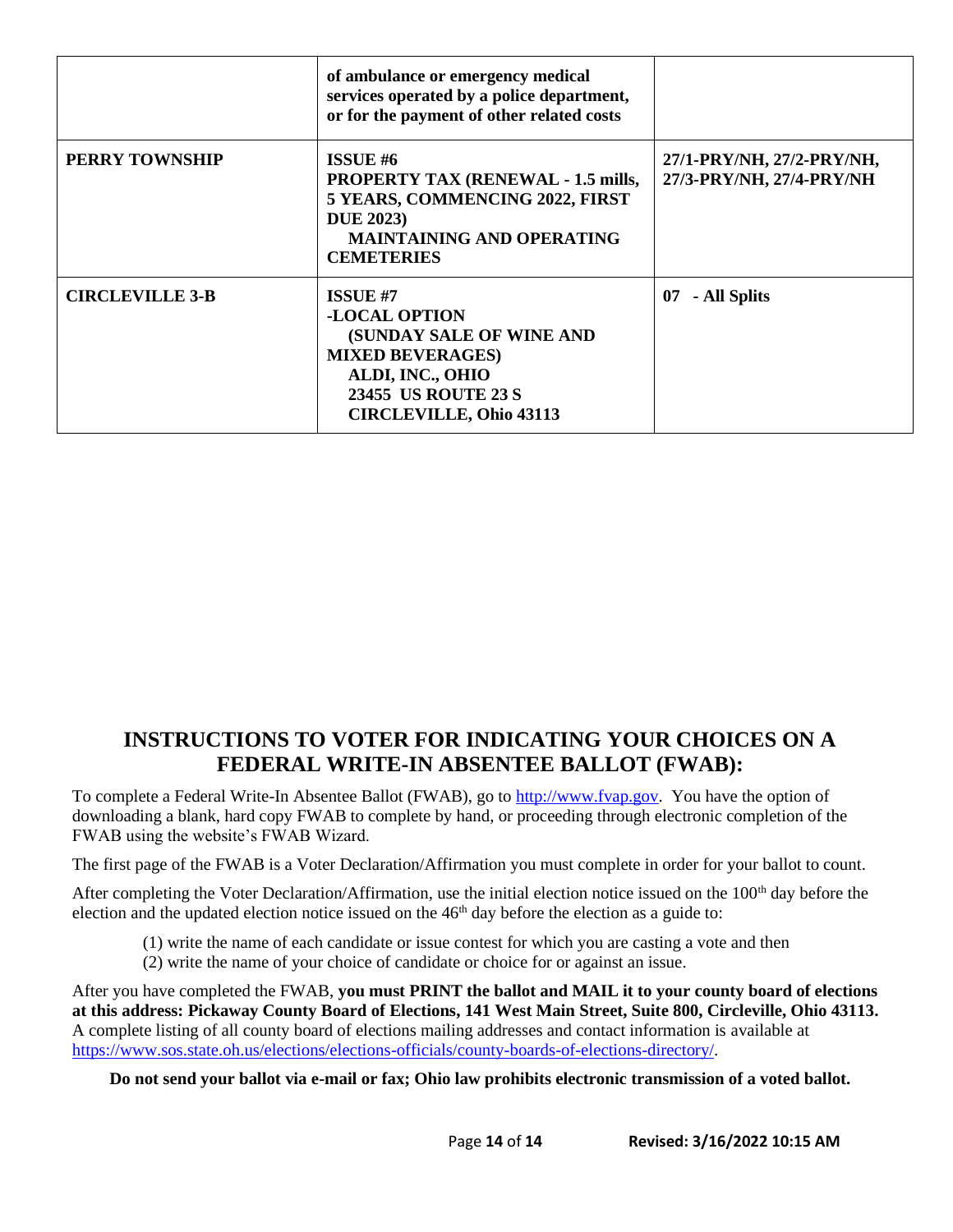| | | |
|---|---|---|
| | **of ambulance or emergency medical services operated by a police department, or for the payment of other related costs** | |
| **PERRY TOWNSHIP** | **ISSUE #6**<br>**PROPERTY TAX (RENEWAL - 1.5 mills, 5 YEARS, COMMENCING 2022, FIRST DUE 2023)**<br>**MAINTAINING AND OPERATING CEMETERIES** | **27/1-PRY/NH, 27/2-PRY/NH, 27/3-PRY/NH, 27/4-PRY/NH** |
| **CIRCLEVILLE 3-B** | **ISSUE #7**<br>**-LOCAL OPTION**<br>**(SUNDAY SALE OF WINE AND MIXED BEVERAGES)**<br>**ALDI, INC., OHIO**<br>**23455 US ROUTE 23 S**<br>**CIRCLEVILLE, Ohio 43113** | **07 - All Splits** |

## INSTRUCTIONS TO VOTER FOR INDICATING YOUR CHOICES ON A FEDERAL WRITE-IN ABSENTEE BALLOT (FWAB):

To complete a Federal Write-In Absentee Ballot (FWAB), go to http://www.fvap.gov. You have the option of downloading a blank, hard copy FWAB to complete by hand, or proceeding through electronic completion of the FWAB using the website's FWAB Wizard.

The first page of the FWAB is a Voter Declaration/Affirmation you must complete in order for your ballot to count.

After completing the Voter Declaration/Affirmation, use the initial election notice issued on the 100th day before the election and the updated election notice issued on the 46th day before the election as a guide to:

(1) write the name of each candidate or issue contest for which you are casting a vote and then
(2) write the name of your choice of candidate or choice for or against an issue.

After you have completed the FWAB, **you must PRINT the ballot and MAIL it to your county board of elections at this address: Pickaway County Board of Elections, 141 West Main Street, Suite 800, Circleville, Ohio 43113.** A complete listing of all county board of elections mailing addresses and contact information is available at https://www.sos.state.oh.us/elections/elections-officials/county-boards-of-elections-directory/.

**Do not send your ballot via e-mail or fax; Ohio law prohibits electronic transmission of a voted ballot.**

**Revised: 3/16/2022 10:15 AM**